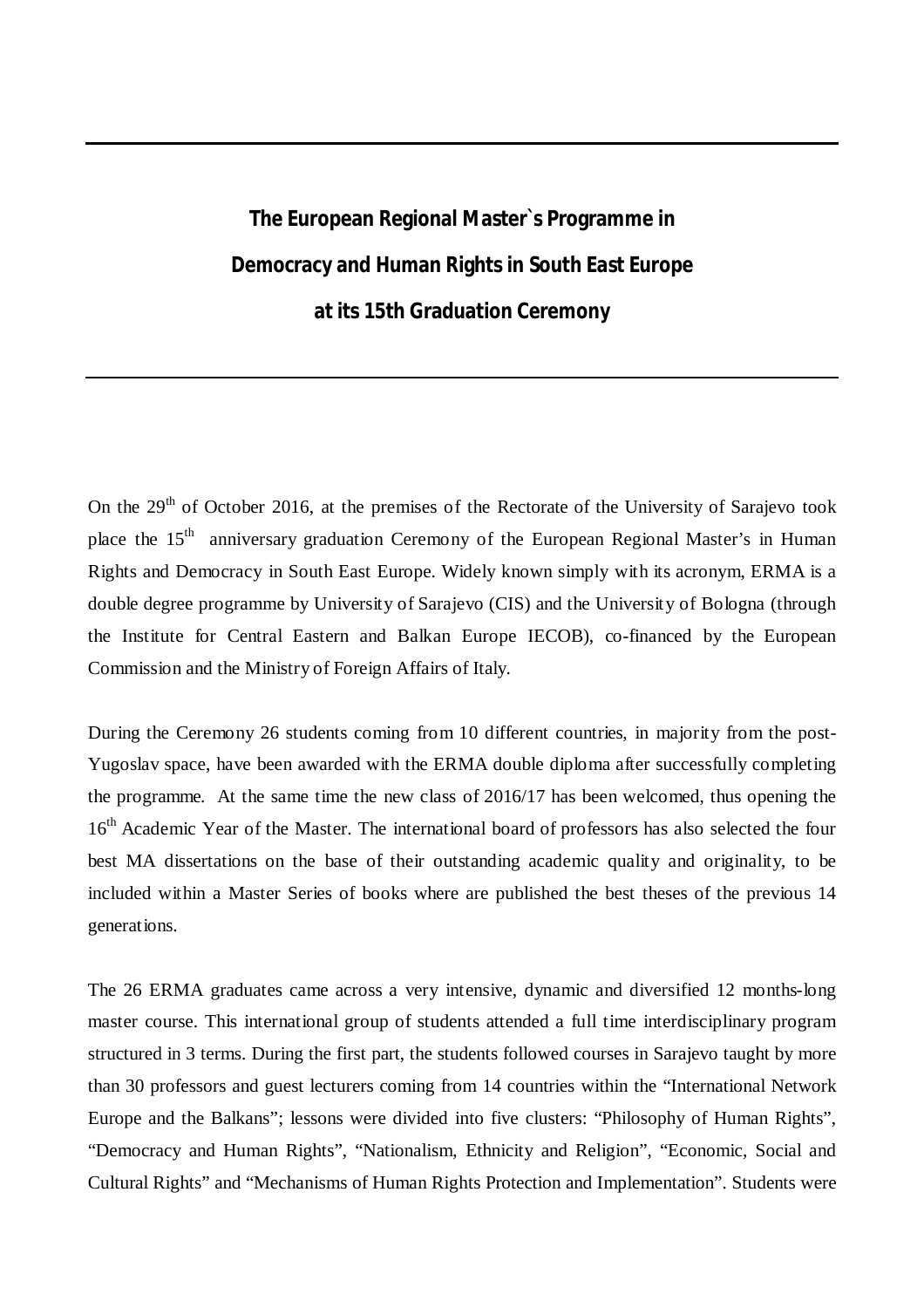# The European Regional Master`s Programme in Democracy and Human Rights in South East Europe at its 15th Graduation Ceremony

On the 29th of October 2016, at the premises of the Rectorate of the University of Sarajevo took place the 15th anniversary graduation Ceremony of the European Regional Master's in Human Rights and Democracy in South East Europe. Widely known simply with its acronym, ERMA is a double degree programme by University of Sarajevo (CIS) and the University of Bologna (through the Institute for Central Eastern and Balkan Europe IECOB), co-financed by the European Commission and the Ministry of Foreign Affairs of Italy.

During the Ceremony 26 students coming from 10 different countries, in majority from the post-Yugoslav space, have been awarded with the ERMA double diploma after successfully completing the programme. At the same time the new class of 2016/17 has been welcomed, thus opening the 16th Academic Year of the Master. The international board of professors has also selected the four best MA dissertations on the base of their outstanding academic quality and originality, to be included within a Master Series of books where are published the best theses of the previous 14 generations.

The 26 ERMA graduates came across a very intensive, dynamic and diversified 12 months-long master course. This international group of students attended a full time interdisciplinary program structured in 3 terms. During the first part, the students followed courses in Sarajevo taught by more than 30 professors and guest lecturers coming from 14 countries within the "International Network Europe and the Balkans"; lessons were divided into five clusters: "Philosophy of Human Rights", "Democracy and Human Rights", "Nationalism, Ethnicity and Religion", "Economic, Social and Cultural Rights" and "Mechanisms of Human Rights Protection and Implementation". Students were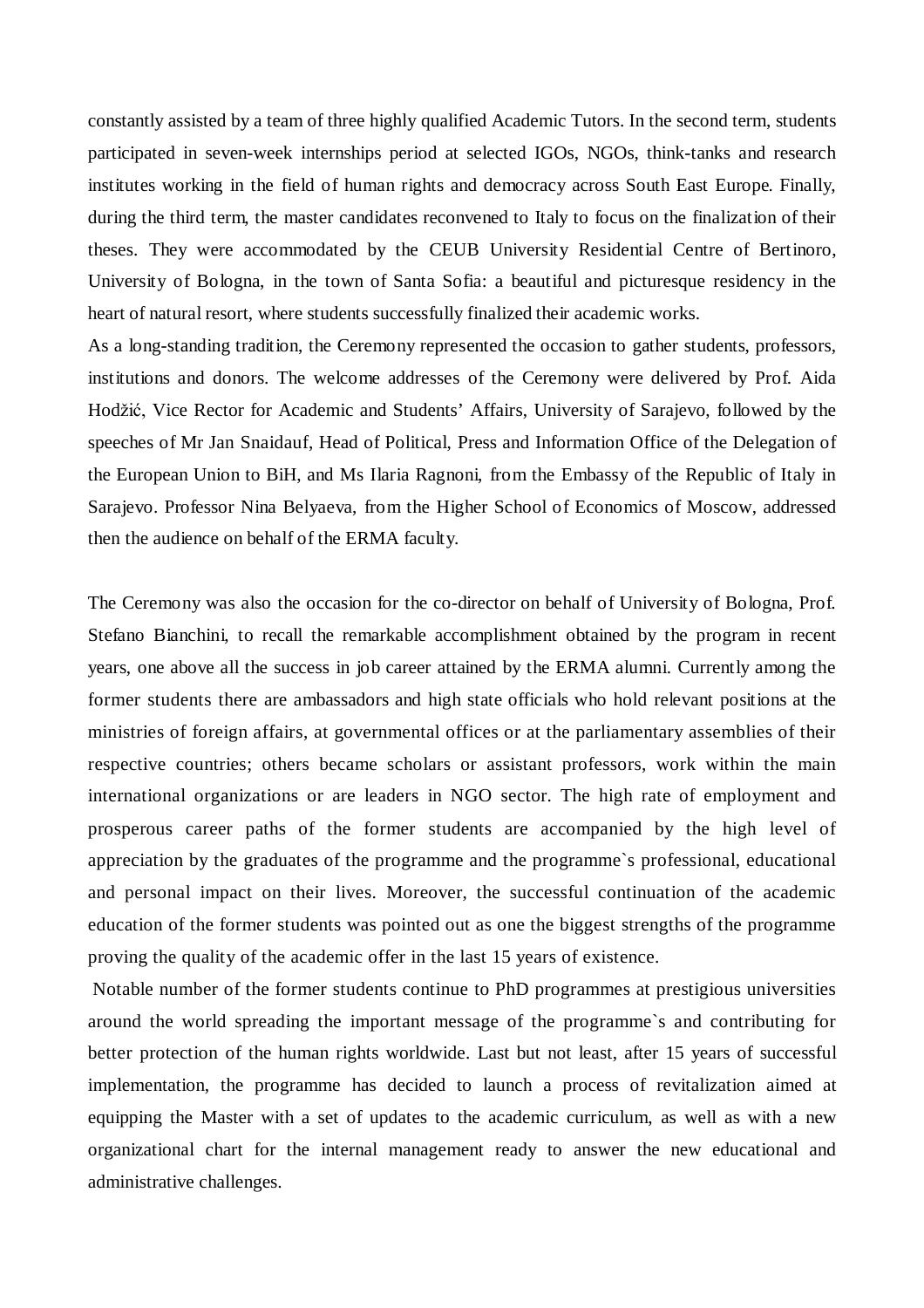constantly assisted by a team of three highly qualified Academic Tutors. In the second term, students participated in seven-week internships period at selected IGOs, NGOs, think-tanks and research institutes working in the field of human rights and democracy across South East Europe. Finally, during the third term, the master candidates reconvened to Italy to focus on the finalization of their theses. They were accommodated by the CEUB University Residential Centre of Bertinoro, University of Bologna, in the town of Santa Sofia: a beautiful and picturesque residency in the heart of natural resort, where students successfully finalized their academic works.

As a long-standing tradition, the Ceremony represented the occasion to gather students, professors, institutions and donors. The welcome addresses of the Ceremony were delivered by Prof. Aida Hodžić, Vice Rector for Academic and Students' Affairs, University of Sarajevo, followed by the speeches of Mr Jan Snaidauf, Head of Political, Press and Information Office of the Delegation of the European Union to BiH, and Ms Ilaria Ragnoni, from the Embassy of the Republic of Italy in Sarajevo. Professor Nina Belyaeva, from the Higher School of Economics of Moscow, addressed then the audience on behalf of the ERMA faculty.

The Ceremony was also the occasion for the co-director on behalf of University of Bologna, Prof. Stefano Bianchini, to recall the remarkable accomplishment obtained by the program in recent years, one above all the success in job career attained by the ERMA alumni. Currently among the former students there are ambassadors and high state officials who hold relevant positions at the ministries of foreign affairs, at governmental offices or at the parliamentary assemblies of their respective countries; others became scholars or assistant professors, work within the main international organizations or are leaders in NGO sector. The high rate of employment and prosperous career paths of the former students are accompanied by the high level of appreciation by the graduates of the programme and the programme`s professional, educational and personal impact on their lives. Moreover, the successful continuation of the academic education of the former students was pointed out as one the biggest strengths of the programme proving the quality of the academic offer in the last 15 years of existence.

Notable number of the former students continue to PhD programmes at prestigious universities around the world spreading the important message of the programme`s and contributing for better protection of the human rights worldwide. Last but not least, after 15 years of successful implementation, the programme has decided to launch a process of revitalization aimed at equipping the Master with a set of updates to the academic curriculum, as well as with a new organizational chart for the internal management ready to answer the new educational and administrative challenges.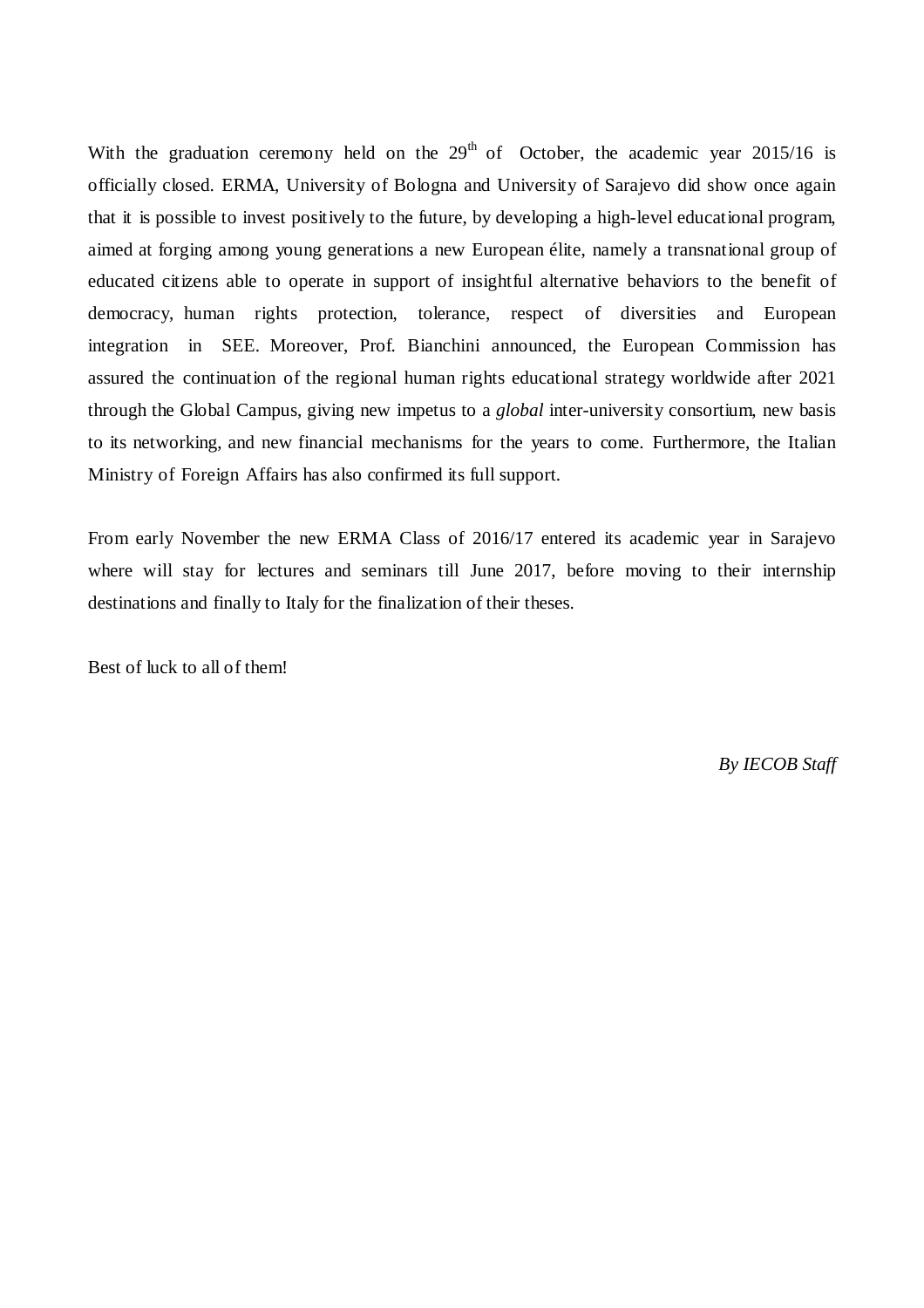With the graduation ceremony held on the 29th of October, the academic year 2015/16 is officially closed. ERMA, University of Bologna and University of Sarajevo did show once again that it is possible to invest positively to the future, by developing a high-level educational program, aimed at forging among young generations a new European élite, namely a transnational group of educated citizens able to operate in support of insightful alternative behaviors to the benefit of democracy, human rights protection, tolerance, respect of diversities and European integration in SEE. Moreover, Prof. Bianchini announced, the European Commission has assured the continuation of the regional human rights educational strategy worldwide after 2021 through the Global Campus, giving new impetus to a *global* inter-university consortium, new basis to its networking, and new financial mechanisms for the years to come. Furthermore, the Italian Ministry of Foreign Affairs has also confirmed its full support.

From early November the new ERMA Class of 2016/17 entered its academic year in Sarajevo where will stay for lectures and seminars till June 2017, before moving to their internship destinations and finally to Italy for the finalization of their theses.

Best of luck to all of them!

*By IECOB Staff*